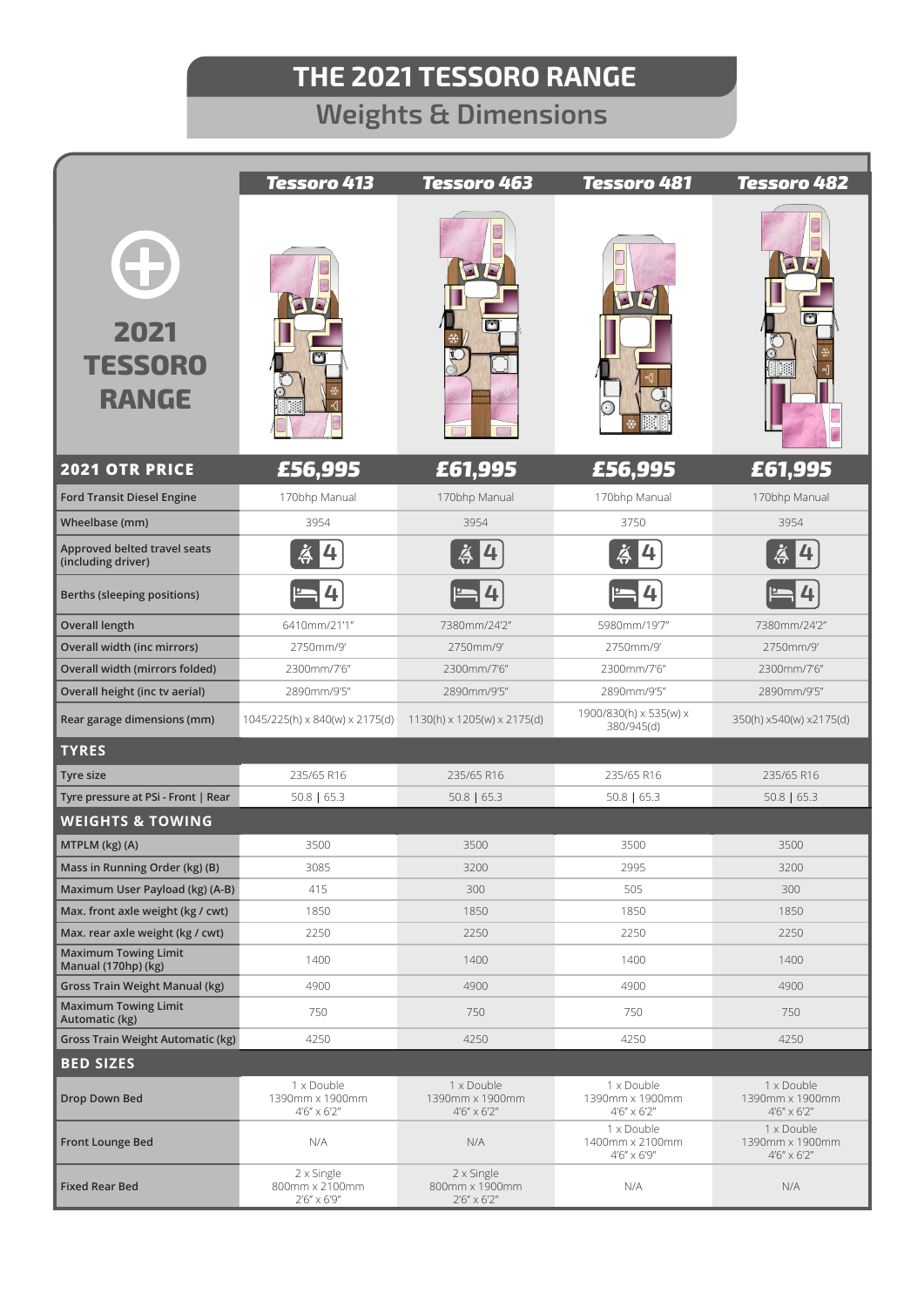# THE 2021 TESSORO RANGE

## Weights & Dimensions

**2021 TESSORO RANGE**

| | Tessoro 413 | Tessoro 463 | Tessoro 481 | Tessoro 482 |
|---|---|---|---|---|
| **2021 OTR PRICE** | **£56,995** | **£61,995** | **£56,995** | **£61,995** |
| Ford Transit Diesel Engine | 170bhp Manual | 170bhp Manual | 170bhp Manual | 170bhp Manual |
| Wheelbase (mm) | 3954 | 3954 | 3750 | 3954 |
| Approved belted travel seats (including driver) | 4 | 4 | 4 | 4 |
| Berths (sleeping positions) | 4 | 4 | 4 | 4 |
| Overall length | 6410mm/21'1" | 7380mm/24'2" | 5980mm/19'7" | 7380mm/24'2" |
| Overall width (inc mirrors) | 2750mm/9' | 2750mm/9' | 2750mm/9' | 2750mm/9' |
| Overall width (mirrors folded) | 2300mm/7'6" | 2300mm/7'6" | 2300mm/7'6" | 2300mm/7'6" |
| Overall height (inc tv aerial) | 2890mm/9'5" | 2890mm/9'5" | 2890mm/9'5" | 2890mm/9'5" |
| Rear garage dimensions (mm) | 1045/225(h) x 840(w) x 2175(d) | 1130(h) x 1205(w) x 2175(d) | 1900/830(h) x 535(w) x 380/945(d) | 350(h) x540(w) x2175(d) |
| **TYRES** | | | | |
| Tyre size | 235/65 R16 | 235/65 R16 | 235/65 R16 | 235/65 R16 |
| Tyre pressure at PSi - Front \| Rear | 50.8 \| 65.3 | 50.8 \| 65.3 | 50.8 \| 65.3 | 50.8 \| 65.3 |
| **WEIGHTS & TOWING** | | | | |
| MTPLM (kg) (A) | 3500 | 3500 | 3500 | 3500 |
| Mass in Running Order (kg) (B) | 3085 | 3200 | 2995 | 3200 |
| Maximum User Payload (kg) (A-B) | 415 | 300 | 505 | 300 |
| Max. front axle weight (kg / cwt) | 1850 | 1850 | 1850 | 1850 |
| Max. rear axle weight (kg / cwt) | 2250 | 2250 | 2250 | 2250 |
| Maximum Towing Limit Manual (170hp) (kg) | 1400 | 1400 | 1400 | 1400 |
| Gross Train Weight Manual (kg) | 4900 | 4900 | 4900 | 4900 |
| Maximum Towing Limit Automatic (kg) | 750 | 750 | 750 | 750 |
| Gross Train Weight Automatic (kg) | 4250 | 4250 | 4250 | 4250 |
| **BED SIZES** | | | | |
| Drop Down Bed | 1 x Double 1390mm x 1900mm 4'6" x 6'2" | 1 x Double 1390mm x 1900mm 4'6" x 6'2" | 1 x Double 1390mm x 1900mm 4'6" x 6'2" | 1 x Double 1390mm x 1900mm 4'6" x 6'2" |
| Front Lounge Bed | N/A | N/A | 1 x Double 1400mm x 2100mm 4'6" x 6'9" | 1 x Double 1390mm x 1900mm 4'6" x 6'2" |
| Fixed Rear Bed | 2 x Single 800mm x 2100mm 2'6" x 6'9" | 2 x Single 800mm x 1900mm 2'6" x 6'2" | N/A | N/A |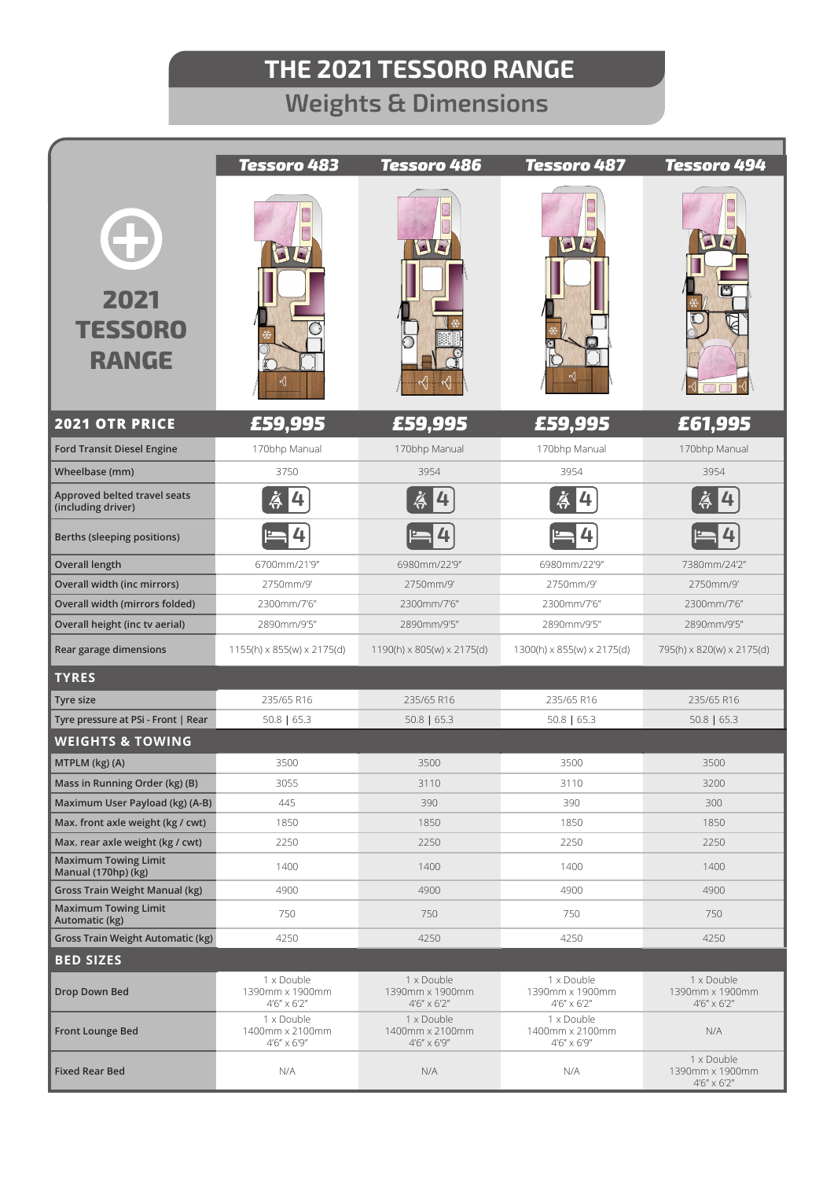# THE 2021 TESSORO RANGE

## Weights & Dimensions

| 2021 TESSORO RANGE | Tessoro 483 | Tessoro 486 | Tessoro 487 | Tessoro 494 |
|---|---|---|---|---|
| **2021 OTR PRICE** | **£59,995** | **£59,995** | **£59,995** | **£61,995** |
| Ford Transit Diesel Engine | 170bhp Manual | 170bhp Manual | 170bhp Manual | 170bhp Manual |
| Wheelbase (mm) | 3750 | 3954 | 3954 | 3954 |
| Approved belted travel seats (including driver) | 4 | 4 | 4 | 4 |
| Berths (sleeping positions) | 4 | 4 | 4 | 4 |
| Overall length | 6700mm/21'9" | 6980mm/22'9" | 6980mm/22'9" | 7380mm/24'2" |
| Overall width (inc mirrors) | 2750mm/9' | 2750mm/9' | 2750mm/9' | 2750mm/9' |
| Overall width (mirrors folded) | 2300mm/7'6" | 2300mm/7'6" | 2300mm/7'6" | 2300mm/7'6" |
| Overall height (inc tv aerial) | 2890mm/9'5" | 2890mm/9'5" | 2890mm/9'5" | 2890mm/9'5" |
| Rear garage dimensions | 1155(h) x 855(w) x 2175(d) | 1190(h) x 805(w) x 2175(d) | 1300(h) x 855(w) x 2175(d) | 795(h) x 820(w) x 2175(d) |
| **TYRES** | | | | |
| Tyre size | 235/65 R16 | 235/65 R16 | 235/65 R16 | 235/65 R16 |
| Tyre pressure at PSi - Front \| Rear | 50.8 \| 65.3 | 50.8 \| 65.3 | 50.8 \| 65.3 | 50.8 \| 65.3 |
| **WEIGHTS & TOWING** | | | | |
| MTPLM (kg) (A) | 3500 | 3500 | 3500 | 3500 |
| Mass in Running Order (kg) (B) | 3055 | 3110 | 3110 | 3200 |
| Maximum User Payload (kg) (A-B) | 445 | 390 | 390 | 300 |
| Max. front axle weight (kg / cwt) | 1850 | 1850 | 1850 | 1850 |
| Max. rear axle weight (kg / cwt) | 2250 | 2250 | 2250 | 2250 |
| Maximum Towing Limit Manual (170hp) (kg) | 1400 | 1400 | 1400 | 1400 |
| Gross Train Weight Manual (kg) | 4900 | 4900 | 4900 | 4900 |
| Maximum Towing Limit Automatic (kg) | 750 | 750 | 750 | 750 |
| Gross Train Weight Automatic (kg) | 4250 | 4250 | 4250 | 4250 |
| **BED SIZES** | | | | |
| Drop Down Bed | 1 x Double 1390mm x 1900mm 4'6" x 6'2" | 1 x Double 1390mm x 1900mm 4'6" x 6'2" | 1 x Double 1390mm x 1900mm 4'6" x 6'2" | 1 x Double 1390mm x 1900mm 4'6" x 6'2" |
| Front Lounge Bed | 1 x Double 1400mm x 2100mm 4'6" x 6'9" | 1 x Double 1400mm x 2100mm 4'6" x 6'9" | 1 x Double 1400mm x 2100mm 4'6" x 6'9" | N/A |
| Fixed Rear Bed | N/A | N/A | N/A | 1 x Double 1390mm x 1900mm 4'6" x 6'2" |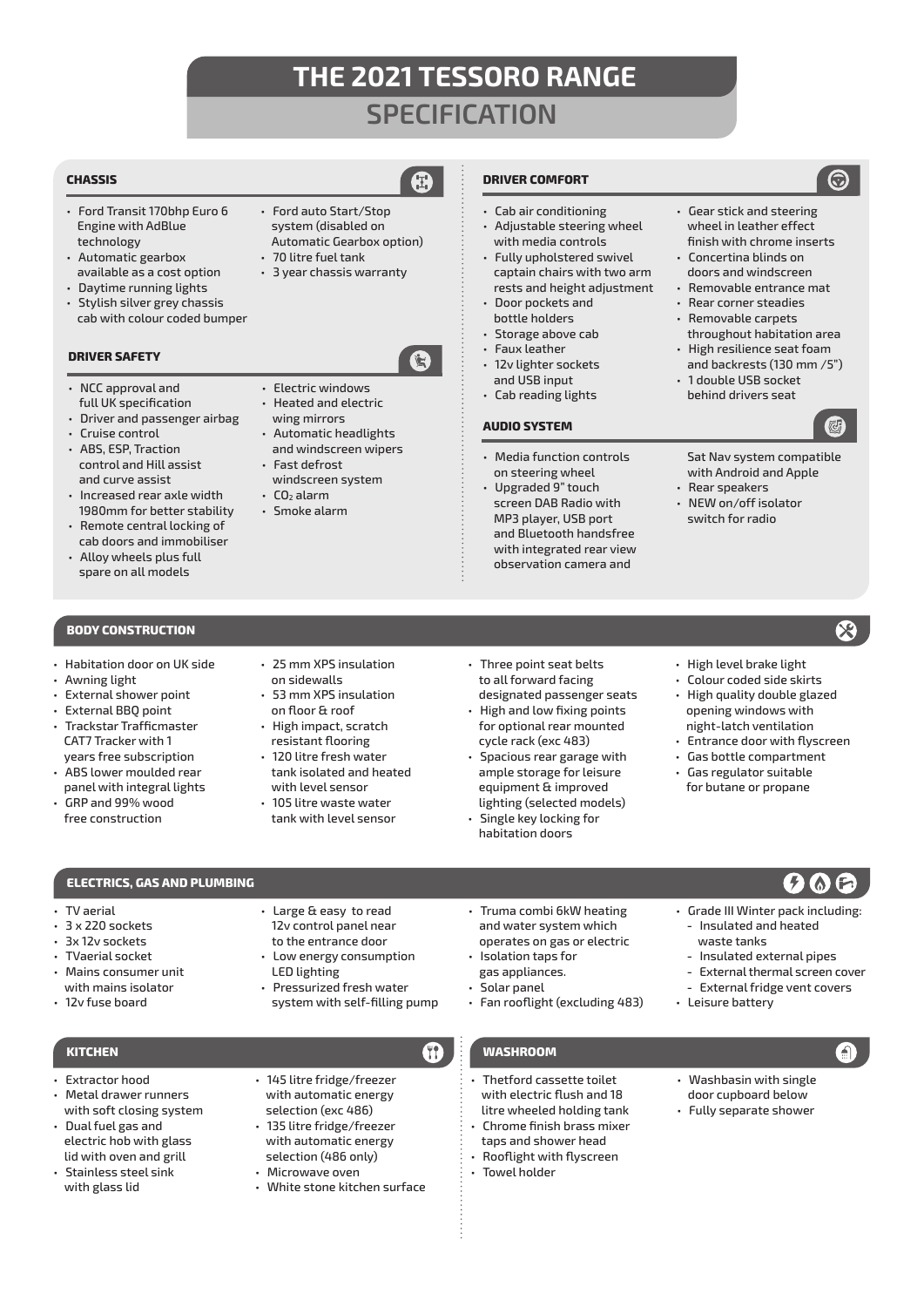# THE 2021 TESSORO RANGE

## SPECIFICATION

### CHASSIS

- Ford Transit 170bhp Euro 6 Engine with AdBlue technology
- Automatic gearbox available as a cost option
- Daytime running lights
- Stylish silver grey chassis cab with colour coded bumper
- Ford auto Start/Stop system (disabled on Automatic Gearbox option)
- 70 litre fuel tank
- 3 year chassis warranty

### DRIVER SAFETY

- NCC approval and full UK specification
- Driver and passenger airbag
- Cruise control
- ABS, ESP, Traction control and Hill assist and curve assist
- Increased rear axle width 1980mm for better stability
- Remote central locking of cab doors and immobiliser
- Alloy wheels plus full spare on all models
- Electric windows
- Heated and electric wing mirrors
- Automatic headlights and windscreen wipers
- Fast defrost windscreen system
- $CO_2$ alarm
- Smoke alarm

### DRIVER COMFORT

- Cab air conditioning
- Adjustable steering wheel with media controls
- Fully upholstered swivel captain chairs with two arm rests and height adjustment
- Door pockets and bottle holders
- Storage above cab
- Faux leather
- 12v lighter sockets and USB input
- Cab reading lights
- Gear stick and steering wheel in leather effect finish with chrome inserts
- Concertina blinds on doors and windscreen
- Removable entrance mat
- Rear corner steadies
- Removable carpets throughout habitation area
- High resilience seat foam and backrests (130 mm /5")
- 1 double USB socket behind drivers seat

### AUDIO SYSTEM

- Media function controls on steering wheel
- Upgraded 9" touch screen DAB Radio with MP3 player, USB port and Bluetooth handsfree with integrated rear view observation camera and Sat Nav system compatible with Android and Apple
- Rear speakers
- NEW on/off isolator switch for radio

### BODY CONSTRUCTION

- Habitation door on UK side
- Awning light
- External shower point
- External BBQ point
- Trackstar Trafficmaster CAT7 Tracker with 1 years free subscription
- ABS lower moulded rear panel with integral lights
- GRP and 99% wood free construction
- 25 mm XPS insulation on sidewalls
- 53 mm XPS insulation on floor & roof
- High impact, scratch resistant flooring
- 120 litre fresh water tank isolated and heated with level sensor
- 105 litre waste water tank with level sensor
- Three point seat belts to all forward facing designated passenger seats
- High and low fixing points for optional rear mounted cycle rack (exc 483)
- Spacious rear garage with ample storage for leisure equipment & improved lighting (selected models)
- Single key locking for habitation doors
- High level brake light
- Colour coded side skirts
- High quality double glazed opening windows with night-latch ventilation
- Entrance door with flyscreen
- Gas bottle compartment
- Gas regulator suitable for butane or propane

### ELECTRICS, GAS AND PLUMBING

- TV aerial
- 3 x 220 sockets
- 3x 12v sockets
- TVaerial socket
- Mains consumer unit with mains isolator
- 12v fuse board
- Large & easy to read 12v control panel near to the entrance door
- Low energy consumption LED lighting
- Pressurized fresh water system with self-filling pump
- Truma combi 6kW heating and water system which operates on gas or electric
- Isolation taps for gas appliances.
- Solar panel
- Fan rooflight (excluding 483)
- Grade III Winter pack including:
  - Insulated and heated waste tanks
  - Insulated external pipes
  - External thermal screen cover
  - External fridge vent covers
- Leisure battery

### KITCHEN

- Extractor hood
- Metal drawer runners with soft closing system
- Dual fuel gas and electric hob with glass lid with oven and grill
- Stainless steel sink with glass lid
- 145 litre fridge/freezer with automatic energy selection (exc 486)
- 135 litre fridge/freezer with automatic energy selection (486 only)
- Microwave oven
- White stone kitchen surface

### WASHROOM

- Thetford cassette toilet with electric flush and 18 litre wheeled holding tank
- Chrome finish brass mixer taps and shower head
- Rooflight with flyscreen
- Towel holder
- Washbasin with single door cupboard below
- Fully separate shower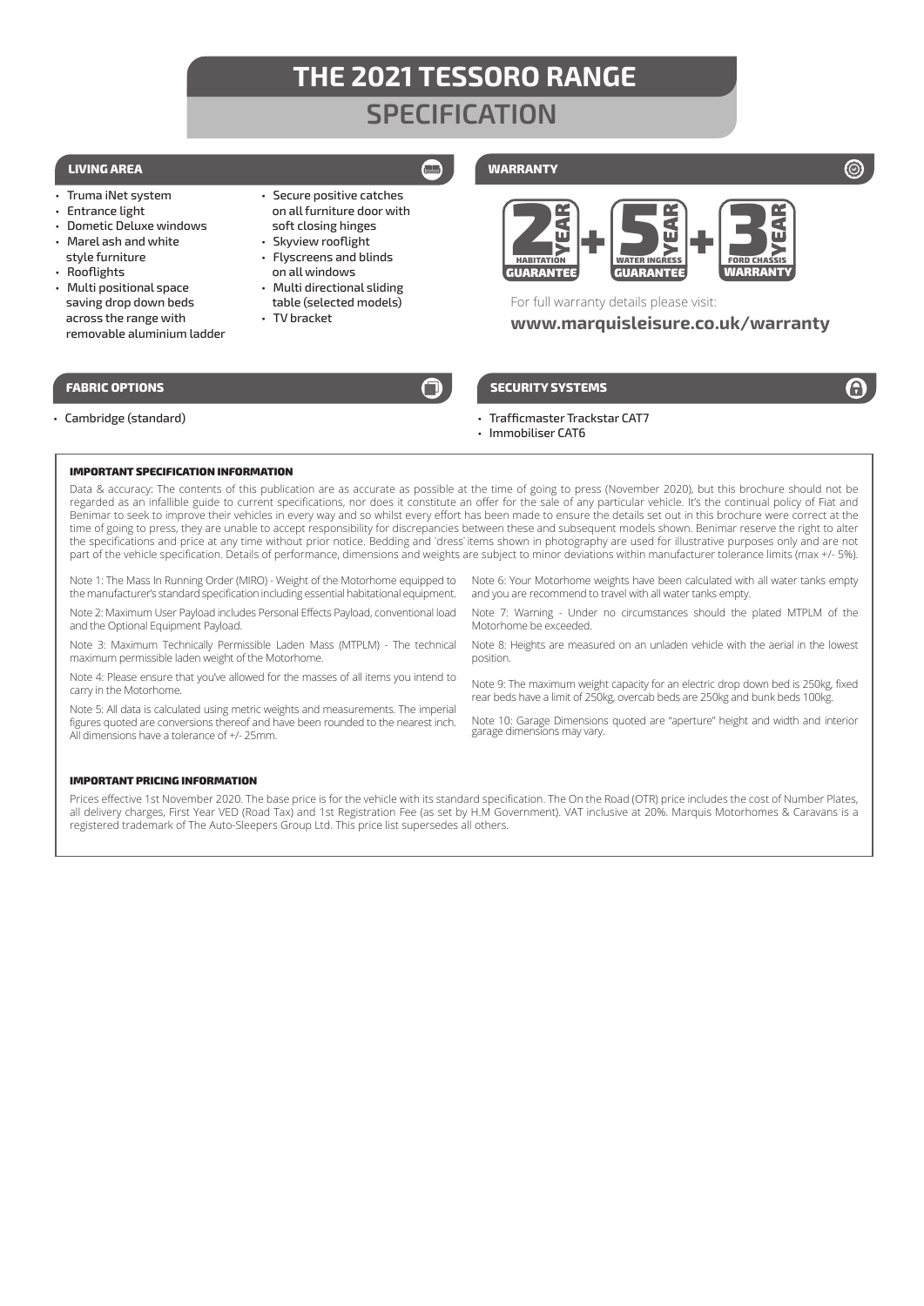# THE 2021 TESSORO RANGE

## SPECIFICATION

### LIVING AREA

- Truma iNet system
- Entrance light
- Dometic Deluxe windows
- Marel ash and white style furniture
- Rooflights
- Multi positional space saving drop down beds across the range with removable aluminium ladder
- Secure positive catches on all furniture door with soft closing hinges
- Skyview rooflight
- Flyscreens and blinds on all windows
- Multi directional sliding table (selected models)
- TV bracket

### WARRANTY

2 YEAR HABITATION GUARANTEE + 5 YEAR WATER INGRESS GUARANTEE + 3 YEAR FORD CHASSIS WARRANTY

For full warranty details please visit:

**www.marquisleisure.co.uk/warranty**

### FABRIC OPTIONS

- Cambridge (standard)

### SECURITY SYSTEMS

- Trafficmaster Trackstar CAT7
- Immobiliser CAT6

### IMPORTANT SPECIFICATION INFORMATION

Data & accuracy: The contents of this publication are as accurate as possible at the time of going to press (November 2020), but this brochure should not be regarded as an infallible guide to current specifications, nor does it constitute an offer for the sale of any particular vehicle. It's the continual policy of Fiat and Benimar to seek to improve their vehicles in every way and so whilst every effort has been made to ensure the details set out in this brochure were correct at the time of going to press, they are unable to accept responsibility for discrepancies between these and subsequent models shown. Benimar reserve the right to alter the specifications and price at any time without prior notice. Bedding and 'dress' items shown in photography are used for illustrative purposes only and are not part of the vehicle specification. Details of performance, dimensions and weights are subject to minor deviations within manufacturer tolerance limits (max +/- 5%).

Note 1: The Mass In Running Order (MIRO) - Weight of the Motorhome equipped to the manufacturer's standard specification including essential habitational equipment.

Note 2: Maximum User Payload includes Personal Effects Payload, conventional load and the Optional Equipment Payload.

Note 3: Maximum Technically Permissible Laden Mass (MTPLM) - The technical maximum permissible laden weight of the Motorhome.

Note 4: Please ensure that you've allowed for the masses of all items you intend to carry in the Motorhome.

Note 5: All data is calculated using metric weights and measurements. The imperial figures quoted are conversions thereof and have been rounded to the nearest inch. All dimensions have a tolerance of +/- 25mm.

Note 6: Your Motorhome weights have been calculated with all water tanks empty and you are recommend to travel with all water tanks empty.

Note 7: Warning - Under no circumstances should the plated MTPLM of the Motorhome be exceeded.

Note 8: Heights are measured on an unladen vehicle with the aerial in the lowest position.

Note 9: The maximum weight capacity for an electric drop down bed is 250kg, fixed rear beds have a limit of 250kg, overcab beds are 250kg and bunk beds 100kg.

Note 10: Garage Dimensions quoted are "aperture" height and width and interior garage dimensions may vary.

### IMPORTANT PRICING INFORMATION

Prices effective 1st November 2020. The base price is for the vehicle with its standard specification. The On the Road (OTR) price includes the cost of Number Plates, all delivery charges, First Year VED (Road Tax) and 1st Registration Fee (as set by H.M Government). VAT inclusive at 20%. Marquis Motorhomes & Caravans is a registered trademark of The Auto-Sleepers Group Ltd. This price list supersedes all others.